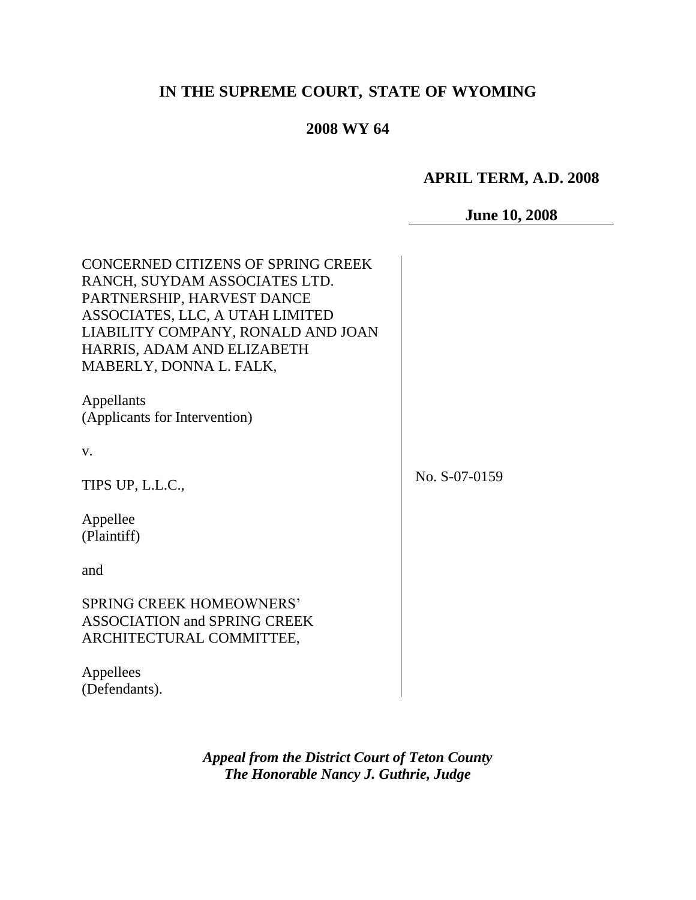**IN THE SUPREME COURT, STATE OF WYOMING**

**2008 WY 64**

**APRIL TERM, A.D. 2008**

**June 10, 2008**

CONCERNED CITIZENS OF SPRING CREEK RANCH, SUYDAM ASSOCIATES LTD. PARTNERSHIP, HARVEST DANCE ASSOCIATES, LLC, A UTAH LIMITED LIABILITY COMPANY, RONALD AND JOAN HARRIS, ADAM AND ELIZABETH MABERLY, DONNA L. FALK,

Appellants
(Applicants for Intervention)

v.

TIPS UP, L.L.C.,

Appellee
(Plaintiff)

and

SPRING CREEK HOMEOWNERS' ASSOCIATION and SPRING CREEK ARCHITECTURAL COMMITTEE,

Appellees
(Defendants).

No. S-07-0159

***Appeal from the District Court of Teton County***
***The Honorable Nancy J. Guthrie, Judge***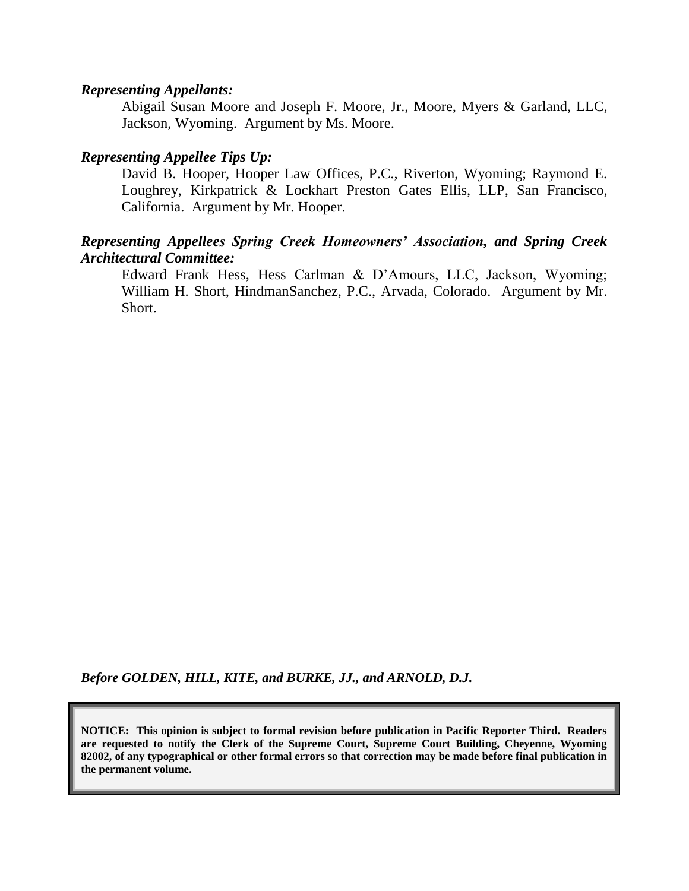***Representing Appellants:***

Abigail Susan Moore and Joseph F. Moore, Jr., Moore, Myers & Garland, LLC, Jackson, Wyoming. Argument by Ms. Moore.

***Representing Appellee Tips Up:***

David B. Hooper, Hooper Law Offices, P.C., Riverton, Wyoming; Raymond E. Loughrey, Kirkpatrick & Lockhart Preston Gates Ellis, LLP, San Francisco, California. Argument by Mr. Hooper.

***Representing Appellees Spring Creek Homeowners' Association, and Spring Creek Architectural Committee:***

Edward Frank Hess, Hess Carlman & D'Amours, LLC, Jackson, Wyoming; William H. Short, HindmanSanchez, P.C., Arvada, Colorado. Argument by Mr. Short.

***Before GOLDEN, HILL, KITE, and BURKE, JJ., and ARNOLD, D.J.***

**NOTICE: This opinion is subject to formal revision before publication in Pacific Reporter Third. Readers are requested to notify the Clerk of the Supreme Court, Supreme Court Building, Cheyenne, Wyoming 82002, of any typographical or other formal errors so that correction may be made before final publication in the permanent volume.**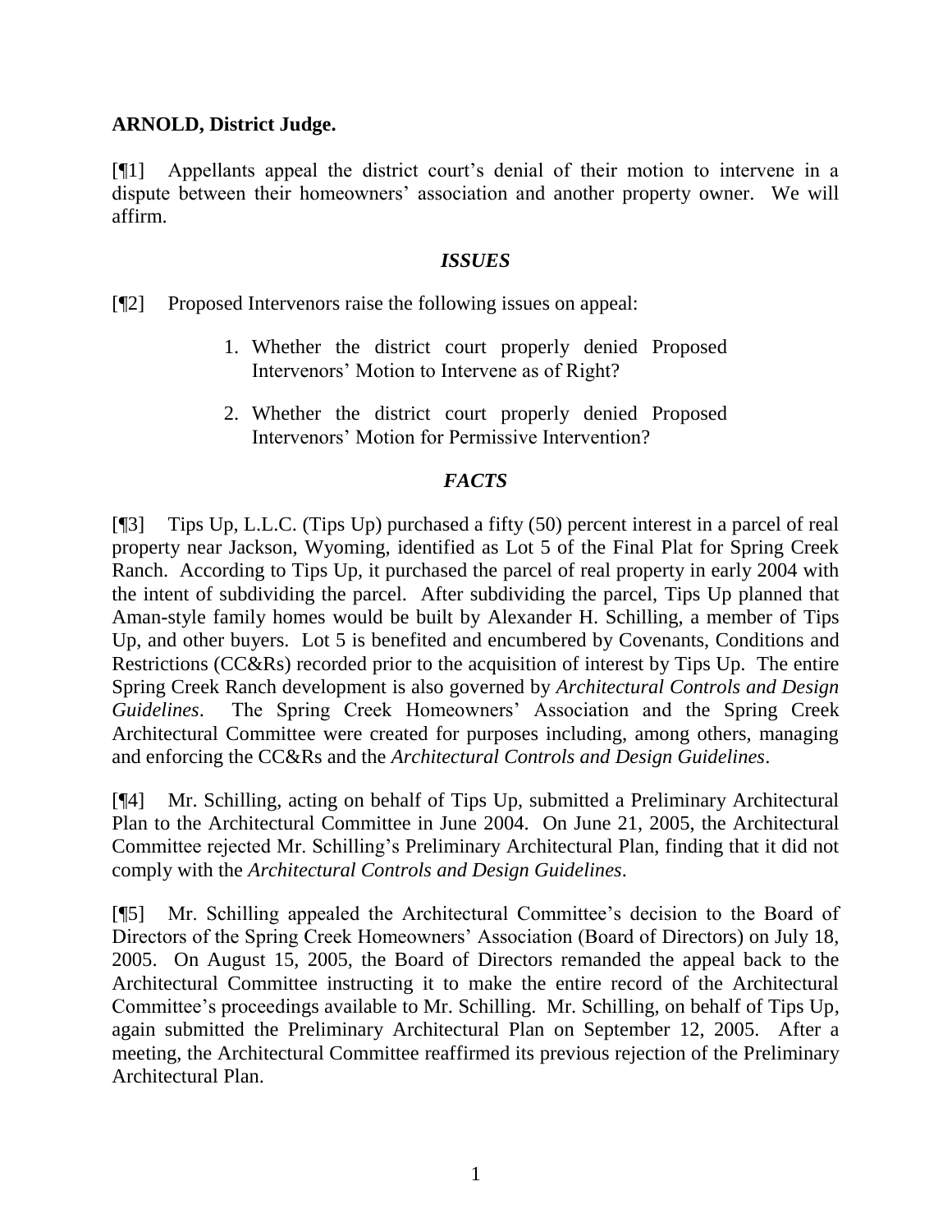**ARNOLD, District Judge.**

[¶1] Appellants appeal the district court's denial of their motion to intervene in a dispute between their homeowners' association and another property owner. We will affirm.

### *ISSUES*

[¶2] Proposed Intervenors raise the following issues on appeal:

1. Whether the district court properly denied Proposed Intervenors' Motion to Intervene as of Right?
2. Whether the district court properly denied Proposed Intervenors' Motion for Permissive Intervention?

### *FACTS*

[¶3] Tips Up, L.L.C. (Tips Up) purchased a fifty (50) percent interest in a parcel of real property near Jackson, Wyoming, identified as Lot 5 of the Final Plat for Spring Creek Ranch. According to Tips Up, it purchased the parcel of real property in early 2004 with the intent of subdividing the parcel. After subdividing the parcel, Tips Up planned that Aman-style family homes would be built by Alexander H. Schilling, a member of Tips Up, and other buyers. Lot 5 is benefited and encumbered by Covenants, Conditions and Restrictions (CC&Rs) recorded prior to the acquisition of interest by Tips Up. The entire Spring Creek Ranch development is also governed by *Architectural Controls and Design Guidelines*. The Spring Creek Homeowners' Association and the Spring Creek Architectural Committee were created for purposes including, among others, managing and enforcing the CC&Rs and the *Architectural Controls and Design Guidelines*.

[¶4] Mr. Schilling, acting on behalf of Tips Up, submitted a Preliminary Architectural Plan to the Architectural Committee in June 2004. On June 21, 2005, the Architectural Committee rejected Mr. Schilling's Preliminary Architectural Plan, finding that it did not comply with the *Architectural Controls and Design Guidelines*.

[¶5] Mr. Schilling appealed the Architectural Committee's decision to the Board of Directors of the Spring Creek Homeowners' Association (Board of Directors) on July 18, 2005. On August 15, 2005, the Board of Directors remanded the appeal back to the Architectural Committee instructing it to make the entire record of the Architectural Committee's proceedings available to Mr. Schilling. Mr. Schilling, on behalf of Tips Up, again submitted the Preliminary Architectural Plan on September 12, 2005. After a meeting, the Architectural Committee reaffirmed its previous rejection of the Preliminary Architectural Plan.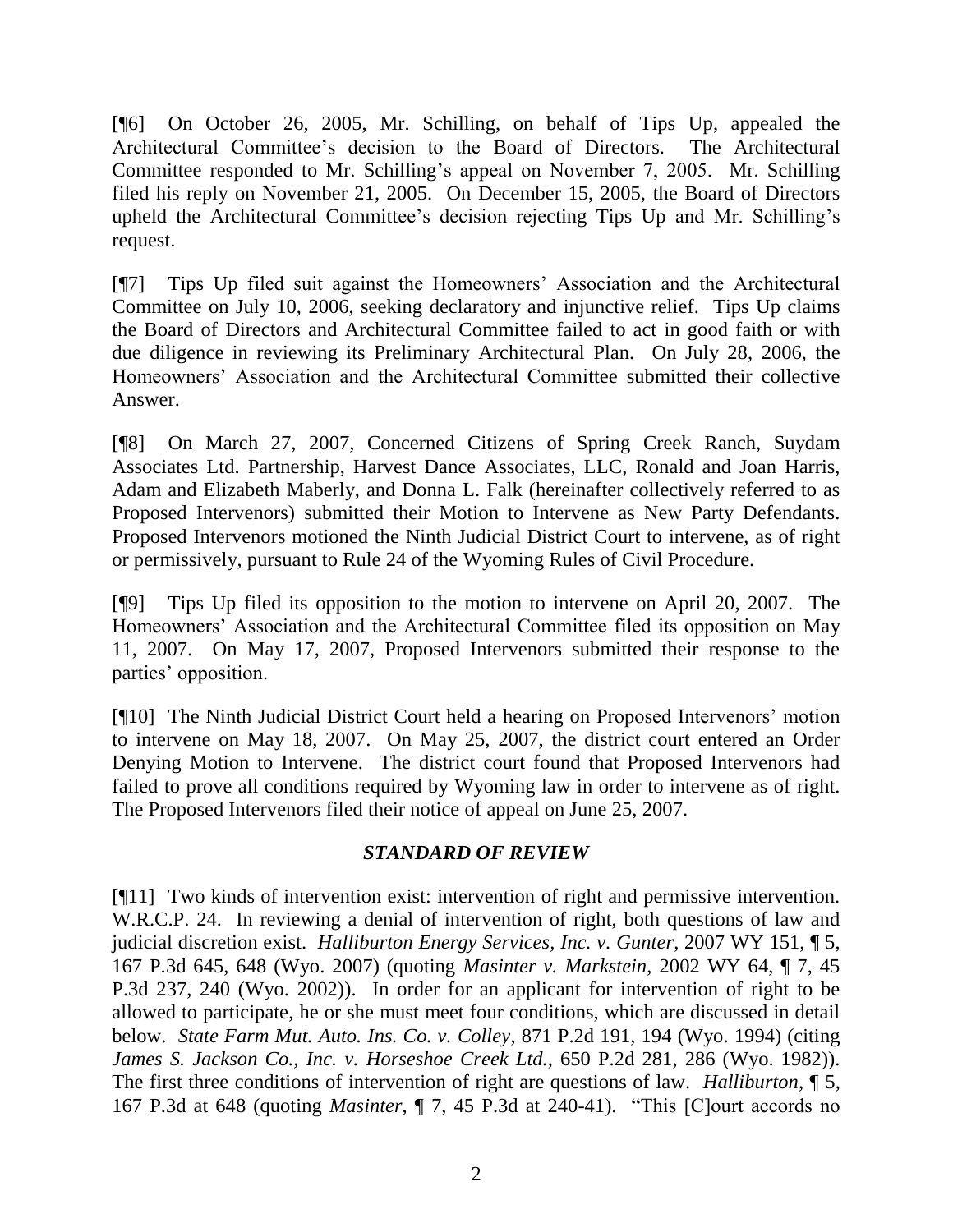[¶6] On October 26, 2005, Mr. Schilling, on behalf of Tips Up, appealed the Architectural Committee's decision to the Board of Directors. The Architectural Committee responded to Mr. Schilling's appeal on November 7, 2005. Mr. Schilling filed his reply on November 21, 2005. On December 15, 2005, the Board of Directors upheld the Architectural Committee's decision rejecting Tips Up and Mr. Schilling's request.

[¶7] Tips Up filed suit against the Homeowners' Association and the Architectural Committee on July 10, 2006, seeking declaratory and injunctive relief. Tips Up claims the Board of Directors and Architectural Committee failed to act in good faith or with due diligence in reviewing its Preliminary Architectural Plan. On July 28, 2006, the Homeowners' Association and the Architectural Committee submitted their collective Answer.

[¶8] On March 27, 2007, Concerned Citizens of Spring Creek Ranch, Suydam Associates Ltd. Partnership, Harvest Dance Associates, LLC, Ronald and Joan Harris, Adam and Elizabeth Maberly, and Donna L. Falk (hereinafter collectively referred to as Proposed Intervenors) submitted their Motion to Intervene as New Party Defendants. Proposed Intervenors motioned the Ninth Judicial District Court to intervene, as of right or permissively, pursuant to Rule 24 of the Wyoming Rules of Civil Procedure.

[¶9] Tips Up filed its opposition to the motion to intervene on April 20, 2007. The Homeowners' Association and the Architectural Committee filed its opposition on May 11, 2007. On May 17, 2007, Proposed Intervenors submitted their response to the parties' opposition.

[¶10] The Ninth Judicial District Court held a hearing on Proposed Intervenors' motion to intervene on May 18, 2007. On May 25, 2007, the district court entered an Order Denying Motion to Intervene. The district court found that Proposed Intervenors had failed to prove all conditions required by Wyoming law in order to intervene as of right. The Proposed Intervenors filed their notice of appeal on June 25, 2007.

## *STANDARD OF REVIEW*

[¶11] Two kinds of intervention exist: intervention of right and permissive intervention. W.R.C.P. 24. In reviewing a denial of intervention of right, both questions of law and judicial discretion exist. *Halliburton Energy Services, Inc. v. Gunter*, 2007 WY 151, ¶ 5, 167 P.3d 645, 648 (Wyo. 2007) (quoting *Masinter v. Markstein*, 2002 WY 64, ¶ 7, 45 P.3d 237, 240 (Wyo. 2002)). In order for an applicant for intervention of right to be allowed to participate, he or she must meet four conditions, which are discussed in detail below. *State Farm Mut. Auto. Ins. Co. v. Colley*, 871 P.2d 191, 194 (Wyo. 1994) (citing *James S. Jackson Co., Inc. v. Horseshoe Creek Ltd.*, 650 P.2d 281, 286 (Wyo. 1982)). The first three conditions of intervention of right are questions of law. *Halliburton*, ¶ 5, 167 P.3d at 648 (quoting *Masinter*, ¶ 7, 45 P.3d at 240-41). "This [C]ourt accords no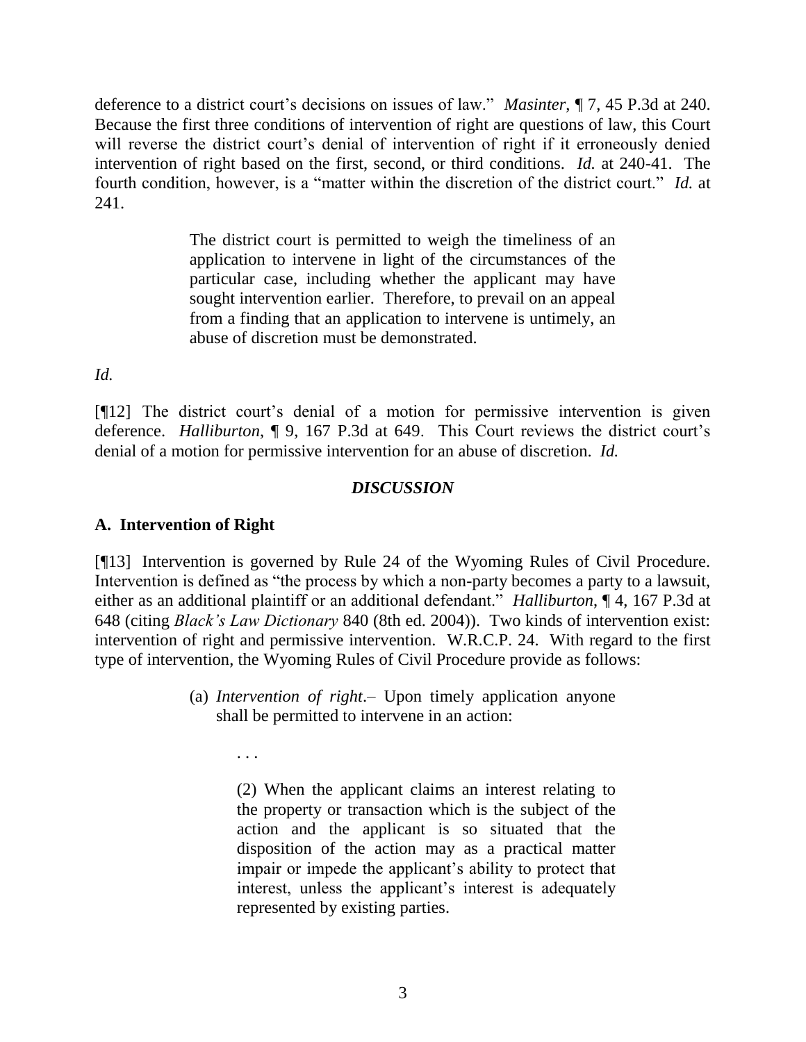deference to a district court's decisions on issues of law." *Masinter*, ¶ 7, 45 P.3d at 240. Because the first three conditions of intervention of right are questions of law, this Court will reverse the district court's denial of intervention of right if it erroneously denied intervention of right based on the first, second, or third conditions. *Id.* at 240-41. The fourth condition, however, is a "matter within the discretion of the district court." *Id.* at 241.

> The district court is permitted to weigh the timeliness of an application to intervene in light of the circumstances of the particular case, including whether the applicant may have sought intervention earlier. Therefore, to prevail on an appeal from a finding that an application to intervene is untimely, an abuse of discretion must be demonstrated.

*Id.*

[¶12] The district court's denial of a motion for permissive intervention is given deference. *Halliburton*, ¶ 9, 167 P.3d at 649. This Court reviews the district court's denial of a motion for permissive intervention for an abuse of discretion. *Id.*

## *DISCUSSION*

### A. Intervention of Right

[¶13] Intervention is governed by Rule 24 of the Wyoming Rules of Civil Procedure. Intervention is defined as "the process by which a non-party becomes a party to a lawsuit, either as an additional plaintiff or an additional defendant." *Halliburton*, ¶ 4, 167 P.3d at 648 (citing *Black's Law Dictionary* 840 (8th ed. 2004)). Two kinds of intervention exist: intervention of right and permissive intervention. W.R.C.P. 24. With regard to the first type of intervention, the Wyoming Rules of Civil Procedure provide as follows:

> (a) *Intervention of right*.– Upon timely application anyone shall be permitted to intervene in an action:
>
> . . .
>
> (2) When the applicant claims an interest relating to the property or transaction which is the subject of the action and the applicant is so situated that the disposition of the action may as a practical matter impair or impede the applicant's ability to protect that interest, unless the applicant's interest is adequately represented by existing parties.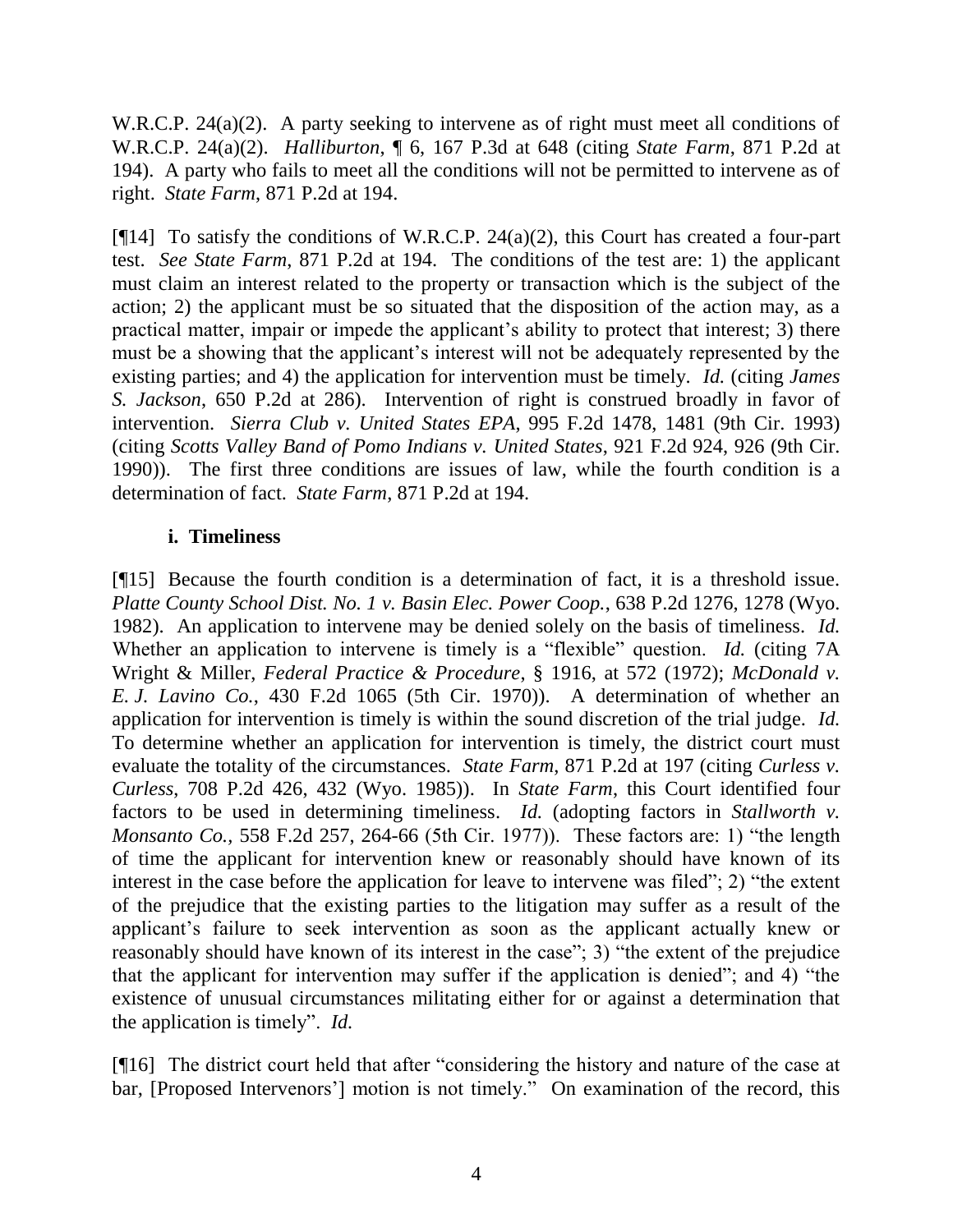W.R.C.P. 24(a)(2). A party seeking to intervene as of right must meet all conditions of W.R.C.P. 24(a)(2). *Halliburton*, ¶ 6, 167 P.3d at 648 (citing *State Farm*, 871 P.2d at 194). A party who fails to meet all the conditions will not be permitted to intervene as of right. *State Farm*, 871 P.2d at 194.

[¶14] To satisfy the conditions of W.R.C.P. 24(a)(2), this Court has created a four-part test. *See State Farm*, 871 P.2d at 194. The conditions of the test are: 1) the applicant must claim an interest related to the property or transaction which is the subject of the action; 2) the applicant must be so situated that the disposition of the action may, as a practical matter, impair or impede the applicant's ability to protect that interest; 3) there must be a showing that the applicant's interest will not be adequately represented by the existing parties; and 4) the application for intervention must be timely. *Id.* (citing *James S. Jackson*, 650 P.2d at 286). Intervention of right is construed broadly in favor of intervention. *Sierra Club v. United States EPA*, 995 F.2d 1478, 1481 (9th Cir. 1993) (citing *Scotts Valley Band of Pomo Indians v. United States*, 921 F.2d 924, 926 (9th Cir. 1990)). The first three conditions are issues of law, while the fourth condition is a determination of fact. *State Farm*, 871 P.2d at 194.

### i. Timeliness

[¶15] Because the fourth condition is a determination of fact, it is a threshold issue. *Platte County School Dist. No. 1 v. Basin Elec. Power Coop.*, 638 P.2d 1276, 1278 (Wyo. 1982). An application to intervene may be denied solely on the basis of timeliness. *Id.* Whether an application to intervene is timely is a "flexible" question. *Id.* (citing 7A Wright & Miller, *Federal Practice & Procedure*, § 1916, at 572 (1972); *McDonald v. E. J. Lavino Co.*, 430 F.2d 1065 (5th Cir. 1970)). A determination of whether an application for intervention is timely is within the sound discretion of the trial judge. *Id.* To determine whether an application for intervention is timely, the district court must evaluate the totality of the circumstances. *State Farm*, 871 P.2d at 197 (citing *Curless v. Curless*, 708 P.2d 426, 432 (Wyo. 1985)). In *State Farm*, this Court identified four factors to be used in determining timeliness. *Id.* (adopting factors in *Stallworth v. Monsanto Co.*, 558 F.2d 257, 264-66 (5th Cir. 1977)). These factors are: 1) "the length of time the applicant for intervention knew or reasonably should have known of its interest in the case before the application for leave to intervene was filed"; 2) "the extent of the prejudice that the existing parties to the litigation may suffer as a result of the applicant's failure to seek intervention as soon as the applicant actually knew or reasonably should have known of its interest in the case"; 3) "the extent of the prejudice that the applicant for intervention may suffer if the application is denied"; and 4) "the existence of unusual circumstances militating either for or against a determination that the application is timely". *Id.*

[¶16] The district court held that after "considering the history and nature of the case at bar, [Proposed Intervenors'] motion is not timely." On examination of the record, this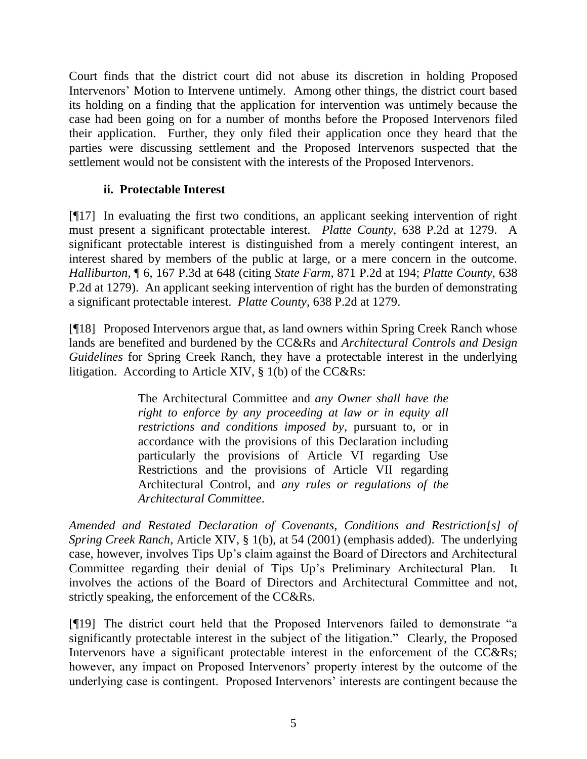Court finds that the district court did not abuse its discretion in holding Proposed Intervenors' Motion to Intervene untimely. Among other things, the district court based its holding on a finding that the application for intervention was untimely because the case had been going on for a number of months before the Proposed Intervenors filed their application. Further, they only filed their application once they heard that the parties were discussing settlement and the Proposed Intervenors suspected that the settlement would not be consistent with the interests of the Proposed Intervenors.

### ii. Protectable Interest

[¶17] In evaluating the first two conditions, an applicant seeking intervention of right must present a significant protectable interest. *Platte County*, 638 P.2d at 1279. A significant protectable interest is distinguished from a merely contingent interest, an interest shared by members of the public at large, or a mere concern in the outcome. *Halliburton*, ¶ 6, 167 P.3d at 648 (citing *State Farm*, 871 P.2d at 194; *Platte County*, 638 P.2d at 1279). An applicant seeking intervention of right has the burden of demonstrating a significant protectable interest. *Platte County*, 638 P.2d at 1279.

[¶18] Proposed Intervenors argue that, as land owners within Spring Creek Ranch whose lands are benefited and burdened by the CC&Rs and *Architectural Controls and Design Guidelines* for Spring Creek Ranch, they have a protectable interest in the underlying litigation. According to Article XIV, § 1(b) of the CC&Rs:

> The Architectural Committee and *any Owner shall have the right to enforce by any proceeding at law or in equity all restrictions and conditions imposed by*, pursuant to, or in accordance with the provisions of this Declaration including particularly the provisions of Article VI regarding Use Restrictions and the provisions of Article VII regarding Architectural Control, and *any rules or regulations of the Architectural Committee*.

*Amended and Restated Declaration of Covenants, Conditions and Restriction[s] of Spring Creek Ranch*, Article XIV, § 1(b), at 54 (2001) (emphasis added). The underlying case, however, involves Tips Up's claim against the Board of Directors and Architectural Committee regarding their denial of Tips Up's Preliminary Architectural Plan. It involves the actions of the Board of Directors and Architectural Committee and not, strictly speaking, the enforcement of the CC&Rs.

[¶19] The district court held that the Proposed Intervenors failed to demonstrate "a significantly protectable interest in the subject of the litigation." Clearly, the Proposed Intervenors have a significant protectable interest in the enforcement of the CC&Rs; however, any impact on Proposed Intervenors' property interest by the outcome of the underlying case is contingent. Proposed Intervenors' interests are contingent because the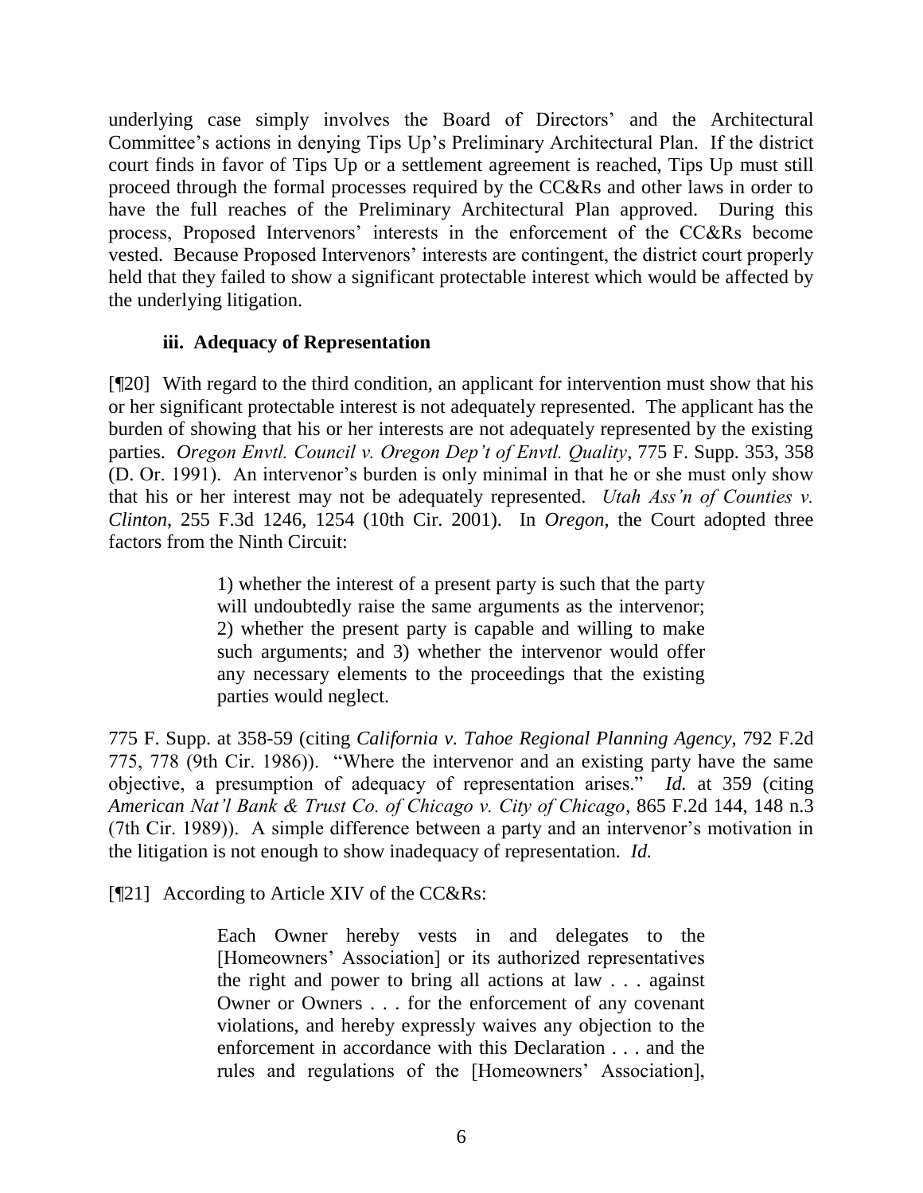underlying case simply involves the Board of Directors' and the Architectural Committee's actions in denying Tips Up's Preliminary Architectural Plan. If the district court finds in favor of Tips Up or a settlement agreement is reached, Tips Up must still proceed through the formal processes required by the CC&Rs and other laws in order to have the full reaches of the Preliminary Architectural Plan approved. During this process, Proposed Intervenors' interests in the enforcement of the CC&Rs become vested. Because Proposed Intervenors' interests are contingent, the district court properly held that they failed to show a significant protectable interest which would be affected by the underlying litigation.

### iii. Adequacy of Representation

[¶20] With regard to the third condition, an applicant for intervention must show that his or her significant protectable interest is not adequately represented. The applicant has the burden of showing that his or her interests are not adequately represented by the existing parties. *Oregon Envtl. Council v. Oregon Dep't of Envtl. Quality*, 775 F. Supp. 353, 358 (D. Or. 1991). An intervenor's burden is only minimal in that he or she must only show that his or her interest may not be adequately represented. *Utah Ass'n of Counties v. Clinton*, 255 F.3d 1246, 1254 (10th Cir. 2001). In *Oregon*, the Court adopted three factors from the Ninth Circuit:

> 1) whether the interest of a present party is such that the party will undoubtedly raise the same arguments as the intervenor; 2) whether the present party is capable and willing to make such arguments; and 3) whether the intervenor would offer any necessary elements to the proceedings that the existing parties would neglect.

775 F. Supp. at 358-59 (citing *California v. Tahoe Regional Planning Agency*, 792 F.2d 775, 778 (9th Cir. 1986)). "Where the intervenor and an existing party have the same objective, a presumption of adequacy of representation arises." *Id.* at 359 (citing *American Nat'l Bank & Trust Co. of Chicago v. City of Chicago*, 865 F.2d 144, 148 n.3 (7th Cir. 1989)). A simple difference between a party and an intervenor's motivation in the litigation is not enough to show inadequacy of representation. *Id.*

[¶21] According to Article XIV of the CC&Rs:

> Each Owner hereby vests in and delegates to the [Homeowners' Association] or its authorized representatives the right and power to bring all actions at law . . . against Owner or Owners . . . for the enforcement of any covenant violations, and hereby expressly waives any objection to the enforcement in accordance with this Declaration . . . and the rules and regulations of the [Homeowners' Association],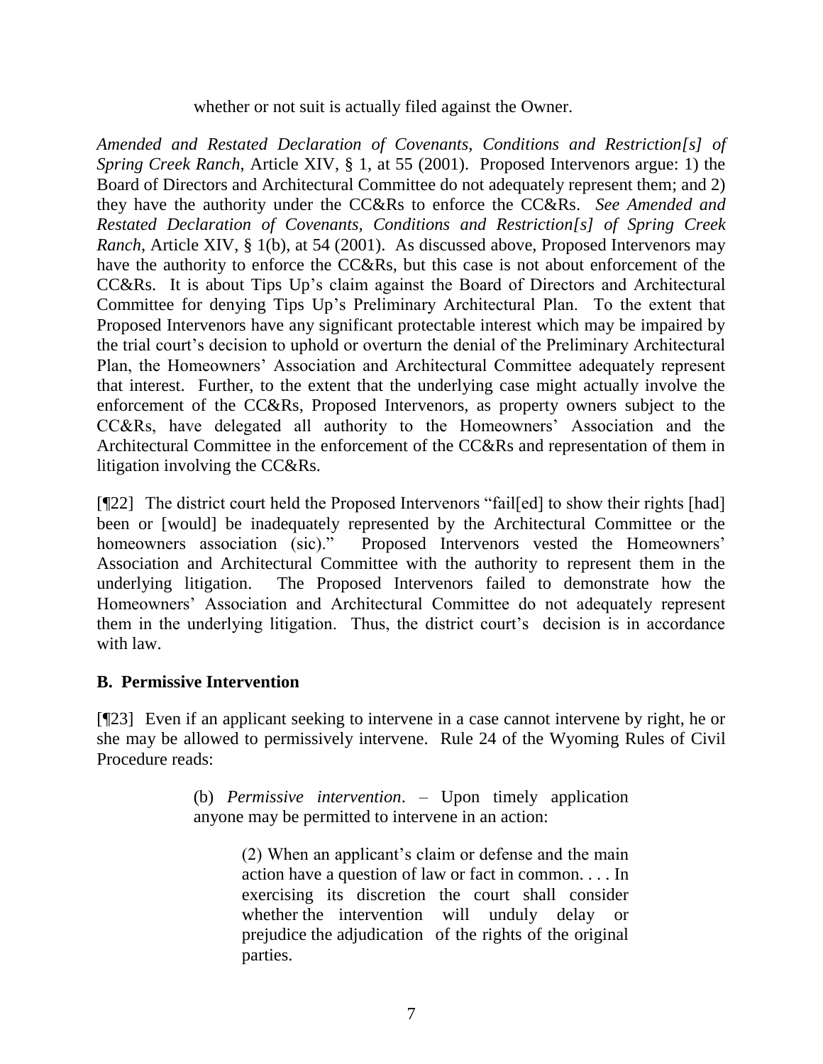whether or not suit is actually filed against the Owner.

*Amended and Restated Declaration of Covenants, Conditions and Restriction[s] of Spring Creek Ranch*, Article XIV, § 1, at 55 (2001). Proposed Intervenors argue: 1) the Board of Directors and Architectural Committee do not adequately represent them; and 2) they have the authority under the CC&Rs to enforce the CC&Rs. *See Amended and Restated Declaration of Covenants, Conditions and Restriction[s] of Spring Creek Ranch*, Article XIV, § 1(b), at 54 (2001). As discussed above, Proposed Intervenors may have the authority to enforce the CC&Rs, but this case is not about enforcement of the CC&Rs. It is about Tips Up's claim against the Board of Directors and Architectural Committee for denying Tips Up's Preliminary Architectural Plan. To the extent that Proposed Intervenors have any significant protectable interest which may be impaired by the trial court's decision to uphold or overturn the denial of the Preliminary Architectural Plan, the Homeowners' Association and Architectural Committee adequately represent that interest. Further, to the extent that the underlying case might actually involve the enforcement of the CC&Rs, Proposed Intervenors, as property owners subject to the CC&Rs, have delegated all authority to the Homeowners' Association and the Architectural Committee in the enforcement of the CC&Rs and representation of them in litigation involving the CC&Rs.

[¶22] The district court held the Proposed Intervenors "fail[ed] to show their rights [had] been or [would] be inadequately represented by the Architectural Committee or the homeowners association (sic)." Proposed Intervenors vested the Homeowners' Association and Architectural Committee with the authority to represent them in the underlying litigation. The Proposed Intervenors failed to demonstrate how the Homeowners' Association and Architectural Committee do not adequately represent them in the underlying litigation. Thus, the district court's decision is in accordance with law.

## B. Permissive Intervention

[¶23] Even if an applicant seeking to intervene in a case cannot intervene by right, he or she may be allowed to permissively intervene. Rule 24 of the Wyoming Rules of Civil Procedure reads:

> (b) *Permissive intervention*. – Upon timely application anyone may be permitted to intervene in an action:
>
> > (2) When an applicant's claim or defense and the main action have a question of law or fact in common. . . . In exercising its discretion the court shall consider whether the intervention will unduly delay or prejudice the adjudication of the rights of the original parties.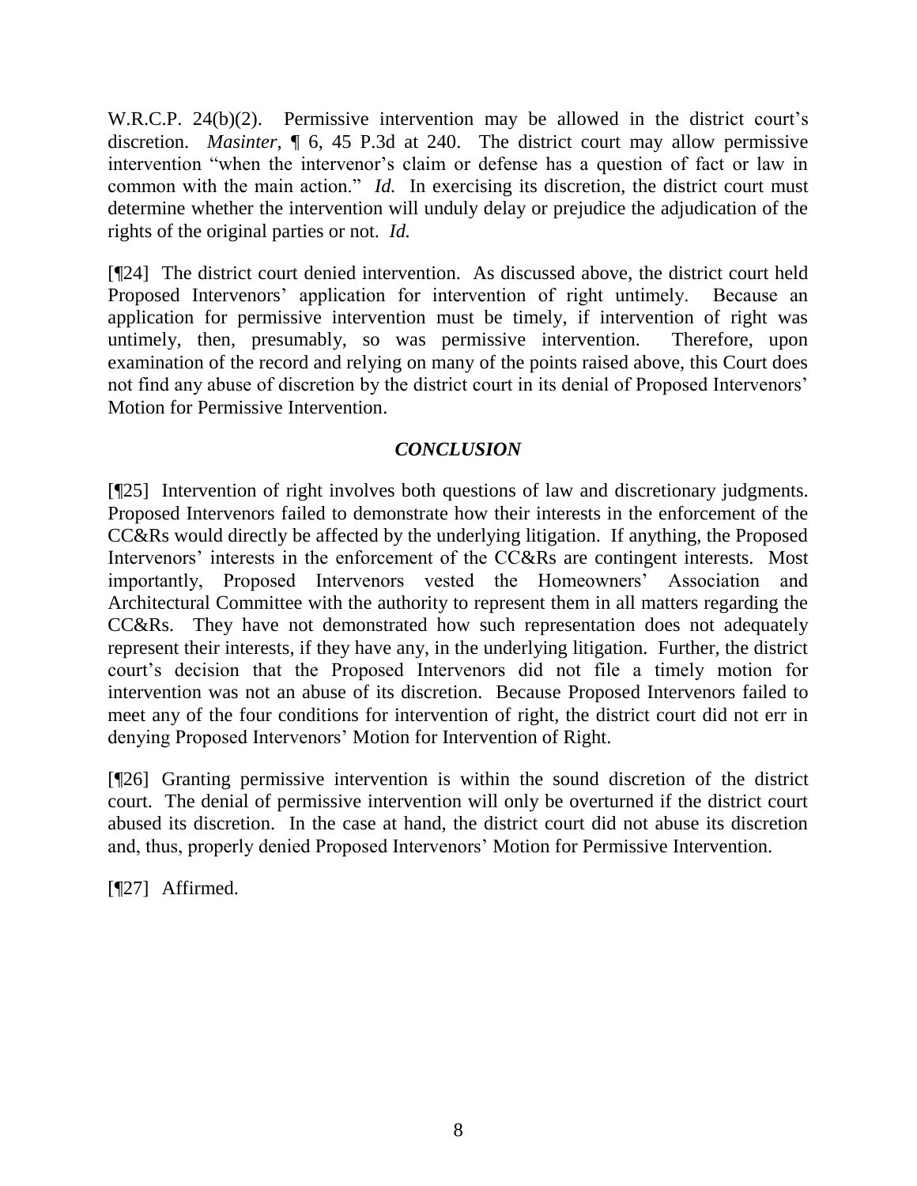W.R.C.P. 24(b)(2). Permissive intervention may be allowed in the district court's discretion. *Masinter*, ¶ 6, 45 P.3d at 240. The district court may allow permissive intervention "when the intervenor's claim or defense has a question of fact or law in common with the main action." *Id.* In exercising its discretion, the district court must determine whether the intervention will unduly delay or prejudice the adjudication of the rights of the original parties or not. *Id.*

[¶24] The district court denied intervention. As discussed above, the district court held Proposed Intervenors' application for intervention of right untimely. Because an application for permissive intervention must be timely, if intervention of right was untimely, then, presumably, so was permissive intervention. Therefore, upon examination of the record and relying on many of the points raised above, this Court does not find any abuse of discretion by the district court in its denial of Proposed Intervenors' Motion for Permissive Intervention.

## *CONCLUSION*

[¶25] Intervention of right involves both questions of law and discretionary judgments. Proposed Intervenors failed to demonstrate how their interests in the enforcement of the CC&Rs would directly be affected by the underlying litigation. If anything, the Proposed Intervenors' interests in the enforcement of the CC&Rs are contingent interests. Most importantly, Proposed Intervenors vested the Homeowners' Association and Architectural Committee with the authority to represent them in all matters regarding the CC&Rs. They have not demonstrated how such representation does not adequately represent their interests, if they have any, in the underlying litigation. Further, the district court's decision that the Proposed Intervenors did not file a timely motion for intervention was not an abuse of its discretion. Because Proposed Intervenors failed to meet any of the four conditions for intervention of right, the district court did not err in denying Proposed Intervenors' Motion for Intervention of Right.

[¶26] Granting permissive intervention is within the sound discretion of the district court. The denial of permissive intervention will only be overturned if the district court abused its discretion. In the case at hand, the district court did not abuse its discretion and, thus, properly denied Proposed Intervenors' Motion for Permissive Intervention.

[¶27] Affirmed.